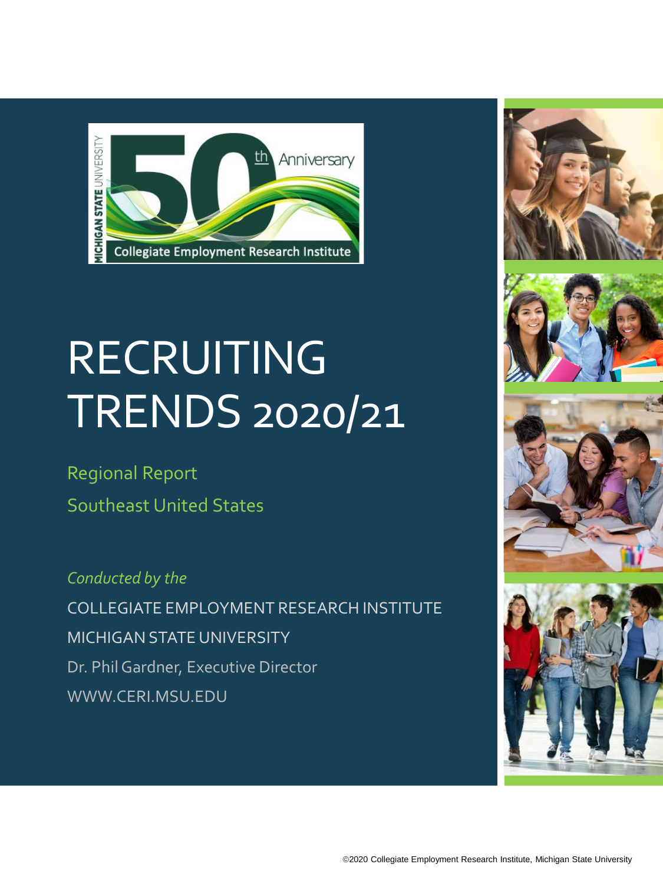MICHIGAN STATE UNIVERSITY

50th Anniversary

Collegiate Employment Research Institute

# RECRUITING TRENDS 2020/21

## Regional Report

## Southeast United States

*Conducted by the*

COLLEGIATE EMPLOYMENT RESEARCH INSTITUTE

MICHIGAN STATE UNIVERSITY

Dr. Phil Gardner, Executive Director

WWW.CERI.MSU.EDU

©2020 Collegiate Employment Research Institute, Michigan State University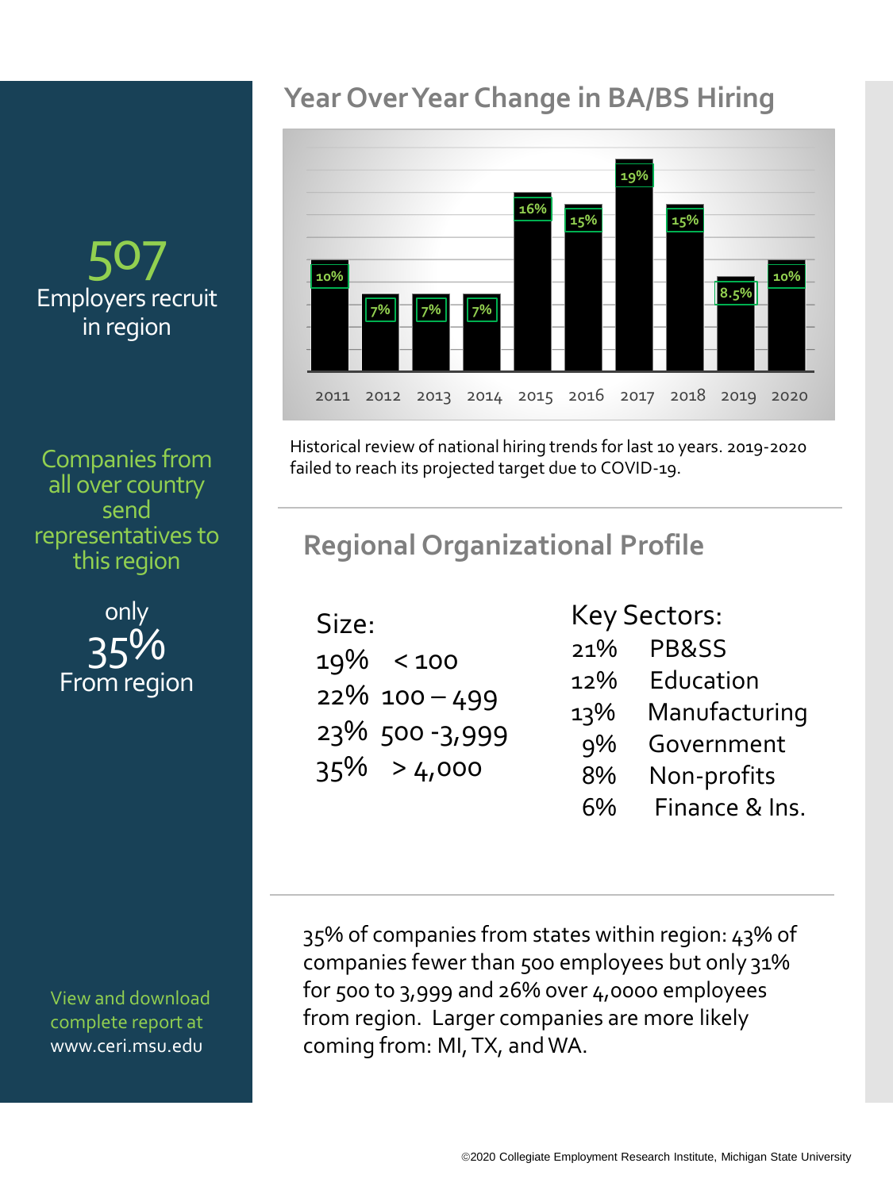507

Employers recruit in region

Companies from all over country send representatives to this region

only

35%

From region

View and download complete report at www.ceri.msu.edu

## Year Over Year Change in BA/BS Hiring

| Year | Change |
|---|---|
| 2011 | 10% |
| 2012 | 7% |
| 2013 | 7% |
| 2014 | 7% |
| 2015 | 16% |
| 2016 | 15% |
| 2017 | 19% |
| 2018 | 15% |
| 2019 | 8.5% |
| 2020 | 10% |

Historical review of national hiring trends for last 10 years. 2019-2020 failed to reach its projected target due to COVID-19.

## Regional Organizational Profile

**Size:**

| % | Size |
|---|---|
| 19% | < 100 |
| 22% | 100 – 499 |
| 23% | 500 -3,999 |
| 35% | > 4,000 |

**Key Sectors:**

| % | Sector |
|---|---|
| 21% | PB&SS |
| 12% | Education |
| 13% | Manufacturing |
| 9% | Government |
| 8% | Non-profits |
| 6% | Finance & Ins. |

35% of companies from states within region: 43% of companies fewer than 500 employees but only 31% for 500 to 3,999 and 26% over 4,0000 employees from region. Larger companies are more likely coming from: MI, TX, and WA.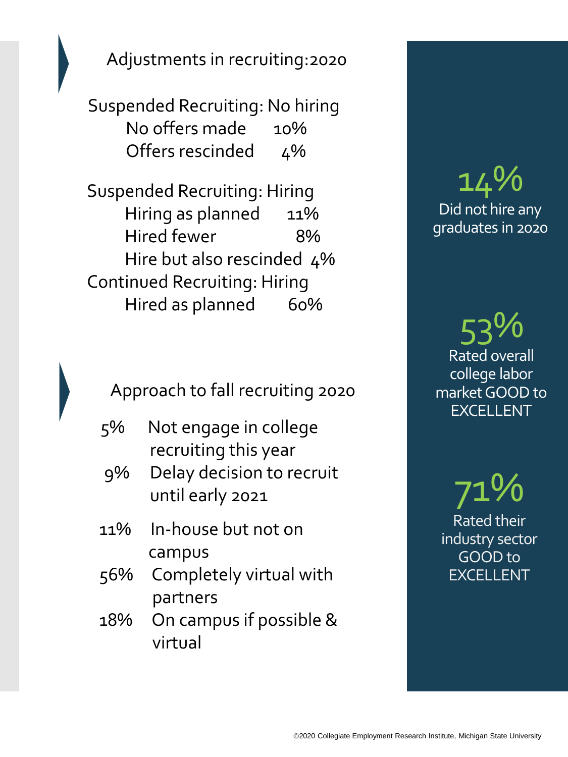## Adjustments in recruiting:2020

Suspended Recruiting: No hiring

- No offers made 10%
- Offers rescinded 4%

Suspended Recruiting: Hiring

- Hiring as planned 11%
- Hired fewer 8%
- Hire but also rescinded 4%

Continued Recruiting: Hiring

- Hired as planned 60%

## Approach to fall recruiting 2020

- 5% Not engage in college recruiting this year
- 9% Delay decision to recruit until early 2021
- 11% In-house but not on campus
- 56% Completely virtual with partners
- 18% On campus if possible & virtual

**14%**
Did not hire any graduates in 2020

**53%**
Rated overall college labor market GOOD to EXCELLENT

**71%**
Rated their industry sector GOOD to EXCELLENT

©2020 Collegiate Employment Research Institute, Michigan State University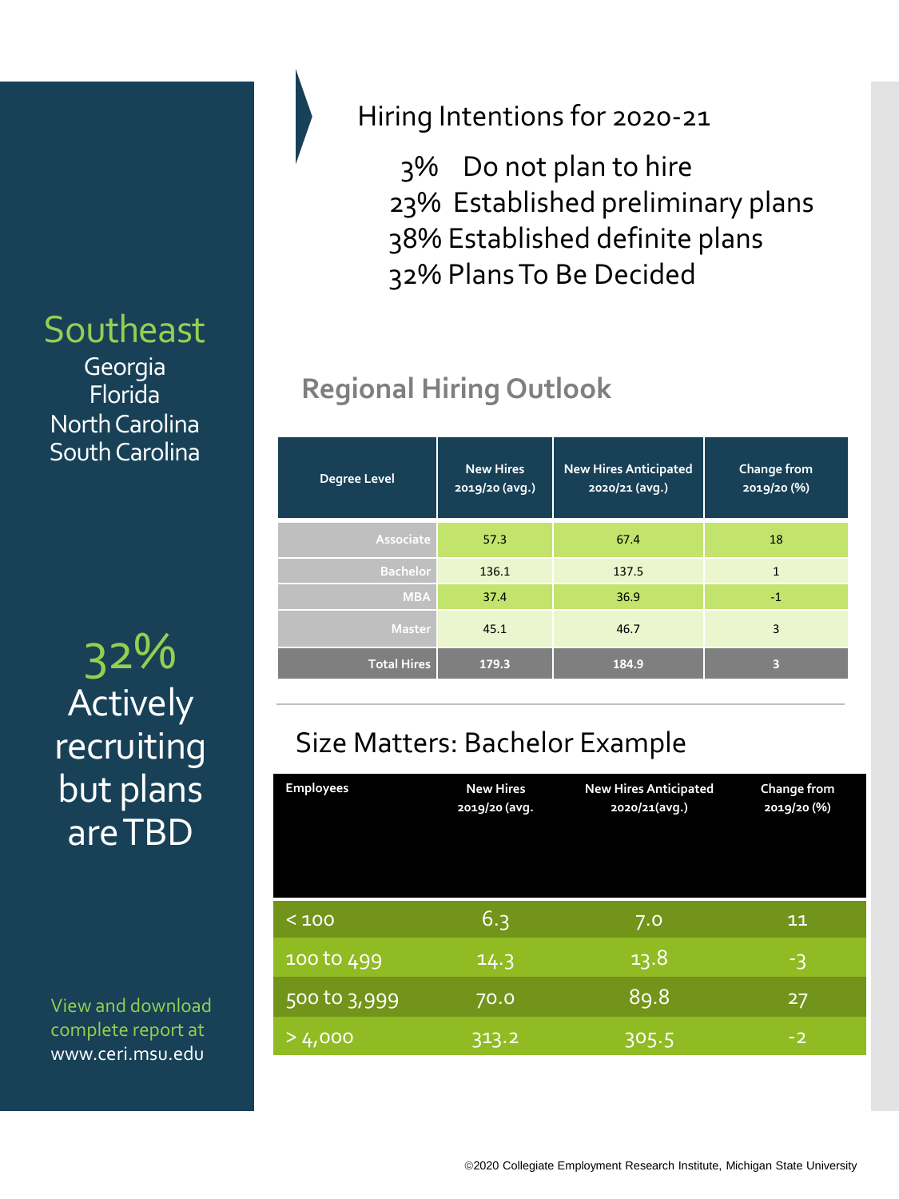## Southeast

Georgia
Florida
North Carolina
South Carolina

**32%** Actively recruiting but plans are TBD

View and download complete report at www.ceri.msu.edu

## Hiring Intentions for 2020-21

- 3% Do not plan to hire
- 23% Established preliminary plans
- 38% Established definite plans
- 32% Plans To Be Decided

## Regional Hiring Outlook

| Degree Level | New Hires 2019/20 (avg.) | New Hires Anticipated 2020/21 (avg.) | Change from 2019/20 (%) |
|---|---|---|---|
| Associate | 57.3 | 67.4 | 18 |
| Bachelor | 136.1 | 137.5 | 1 |
| MBA | 37.4 | 36.9 | -1 |
| Master | 45.1 | 46.7 | 3 |
| **Total Hires** | **179.3** | **184.9** | **3** |

## Size Matters: Bachelor Example

| Employees | New Hires 2019/20 (avg. | New Hires Anticipated 2020/21(avg.) | Change from 2019/20 (%) |
|---|---|---|---|
| < 100 | 6.3 | 7.0 | 11 |
| 100 to 499 | 14.3 | 13.8 | -3 |
| 500 to 3,999 | 70.0 | 89.8 | 27 |
| > 4,000 | 313.2 | 305.5 | -2 |

©2020 Collegiate Employment Research Institute, Michigan State University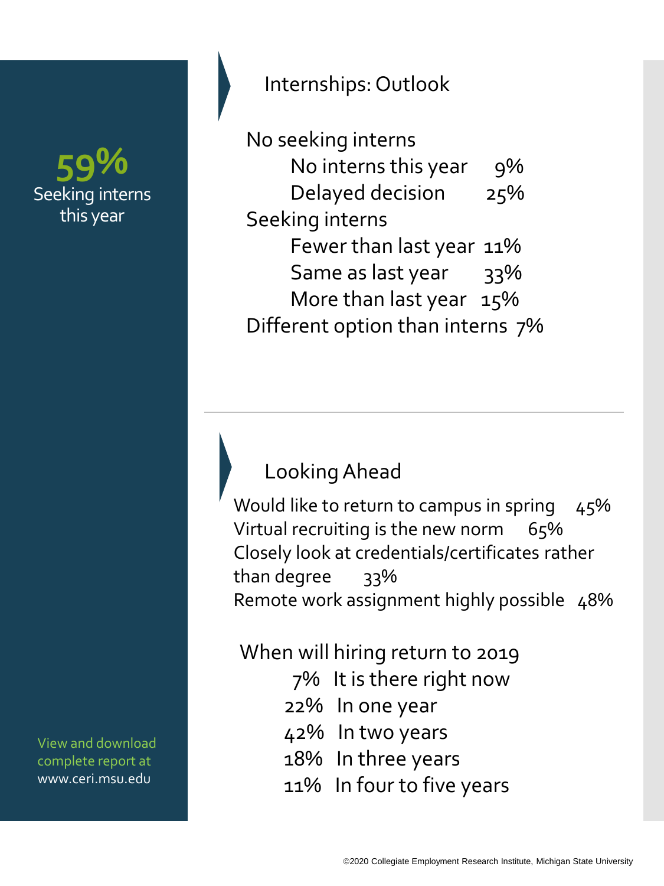**59%**
Seeking interns this year

View and download complete report at www.ceri.msu.edu

## Internships: Outlook

No seeking interns
- No interns this year 9%
- Delayed decision 25%

Seeking interns
- Fewer than last year 11%
- Same as last year 33%
- More than last year 15%

Different option than interns 7%

## Looking Ahead

Would like to return to campus in spring 45%
Virtual recruiting is the new norm 65%
Closely look at credentials/certificates rather than degree 33%
Remote work assignment highly possible 48%

When will hiring return to 2019
- 7% It is there right now
- 22% In one year
- 42% In two years
- 18% In three years
- 11% In four to five years

©2020 Collegiate Employment Research Institute, Michigan State University